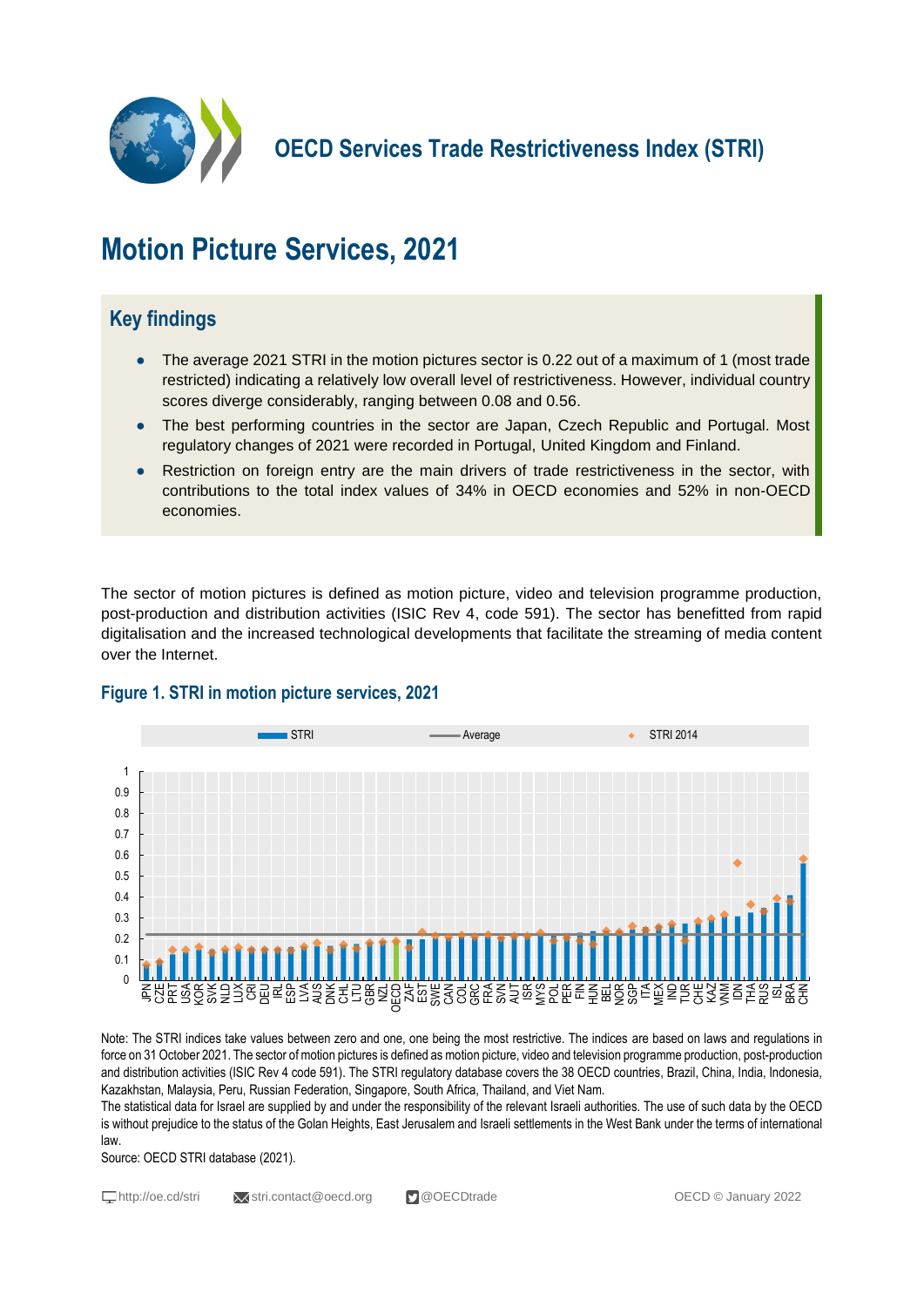# OECD Services Trade Restrictiveness Index (STRI)

# Motion Picture Services, 2021

## Key findings

- The average 2021 STRI in the motion pictures sector is 0.22 out of a maximum of 1 (most trade restricted) indicating a relatively low overall level of restrictiveness. However, individual country scores diverge considerably, ranging between 0.08 and 0.56.
- The best performing countries in the sector are Japan, Czech Republic and Portugal. Most regulatory changes of 2021 were recorded in Portugal, United Kingdom and Finland.
- Restriction on foreign entry are the main drivers of trade restrictiveness in the sector, with contributions to the total index values of 34% in OECD economies and 52% in non-OECD economies.

The sector of motion pictures is defined as motion picture, video and television programme production, post-production and distribution activities (ISIC Rev 4, code 591). The sector has benefitted from rapid digitalisation and the increased technological developments that facilitate the streaming of media content over the Internet.

### Figure 1. STRI in motion picture services, 2021

Legend: STRI | Average | STRI 2014

Countries (x-axis): JPN, CZE, PRT, USA, KOR, SVK, NLD, LUX, CRI, DEU, IRL, ESP, LVA, AUS, DNK, CHL, LTU, GBR, NZL, OECD, ZAF, EST, SWE, CAN, COL, GRC, FRA, SVN, AUT, ISR, MYS, POL, PER, FIN, HUN, BEL, NOR, SGP, ITA, MEX, IND, TUR, CHE, KAZ, VNM, IDN, THA, RUS, ISL, BRA, CHN

Y-axis: 0 to 1

Note: The STRI indices take values between zero and one, one being the most restrictive. The indices are based on laws and regulations in force on 31 October 2021. The sector of motion pictures is defined as motion picture, video and television programme production, post-production and distribution activities (ISIC Rev 4 code 591). The STRI regulatory database covers the 38 OECD countries, Brazil, China, India, Indonesia, Kazakhstan, Malaysia, Peru, Russian Federation, Singapore, South Africa, Thailand, and Viet Nam.

The statistical data for Israel are supplied by and under the responsibility of the relevant Israeli authorities. The use of such data by the OECD is without prejudice to the status of the Golan Heights, East Jerusalem and Israeli settlements in the West Bank under the terms of international law.

Source: OECD STRI database (2021).

http://oe.cd/stri | stri.contact@oecd.org | @OECDtrade | OECD © January 2022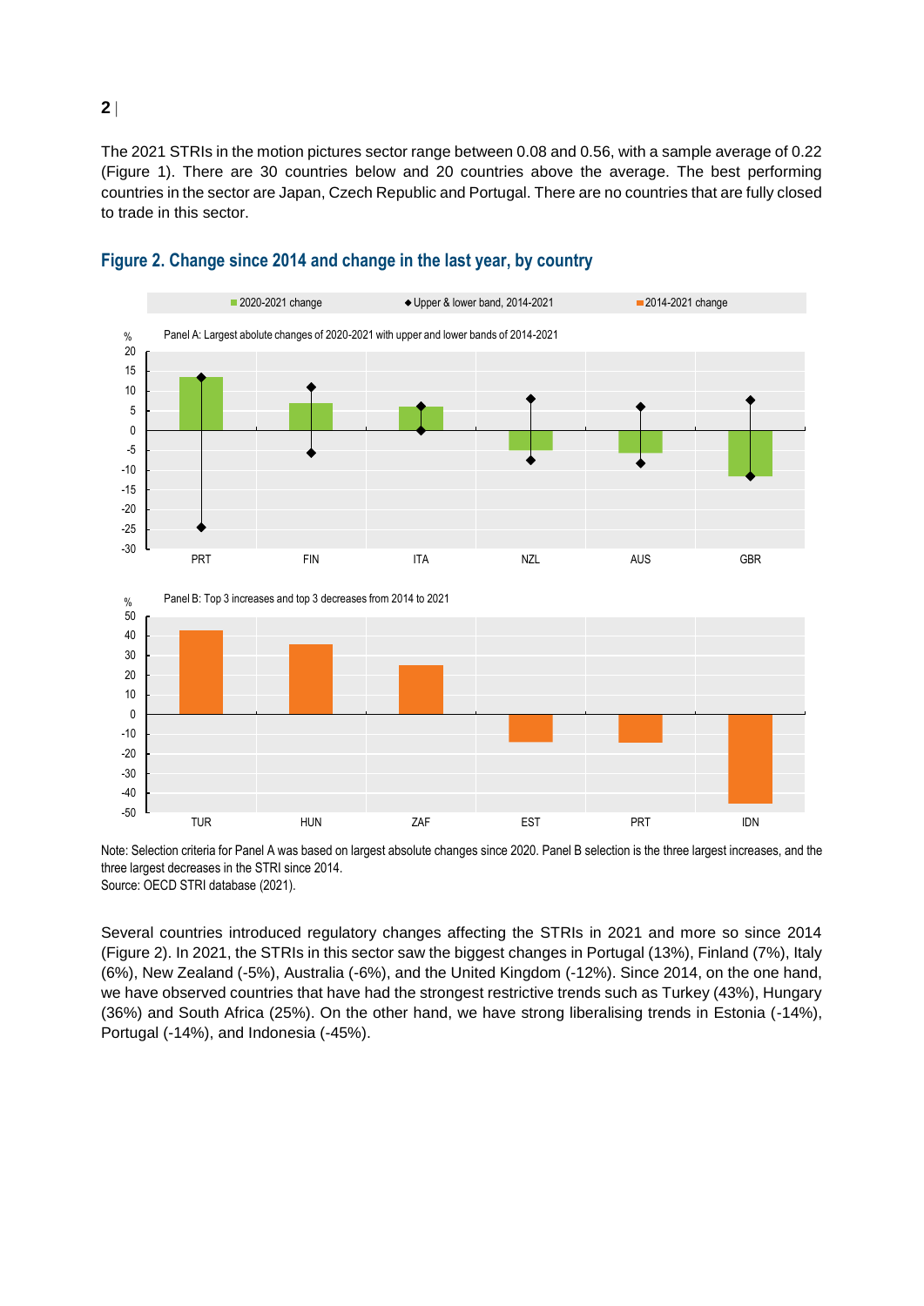The 2021 STRIs in the motion pictures sector range between 0.08 and 0.56, with a sample average of 0.22 (Figure 1). There are 30 countries below and 20 countries above the average. The best performing countries in the sector are Japan, Czech Republic and Portugal. There are no countries that are fully closed to trade in this sector.

## Figure 2. Change since 2014 and change in the last year, by country

Note: Selection criteria for Panel A was based on largest absolute changes since 2020. Panel B selection is the three largest increases, and the three largest decreases in the STRI since 2014.
Source: OECD STRI database (2021).

Several countries introduced regulatory changes affecting the STRIs in 2021 and more so since 2014 (Figure 2). In 2021, the STRIs in this sector saw the biggest changes in Portugal (13%), Finland (7%), Italy (6%), New Zealand (-5%), Australia (-6%), and the United Kingdom (-12%). Since 2014, on the one hand, we have observed countries that have had the strongest restrictive trends such as Turkey (43%), Hungary (36%) and South Africa (25%). On the other hand, we have strong liberalising trends in Estonia (-14%), Portugal (-14%), and Indonesia (-45%).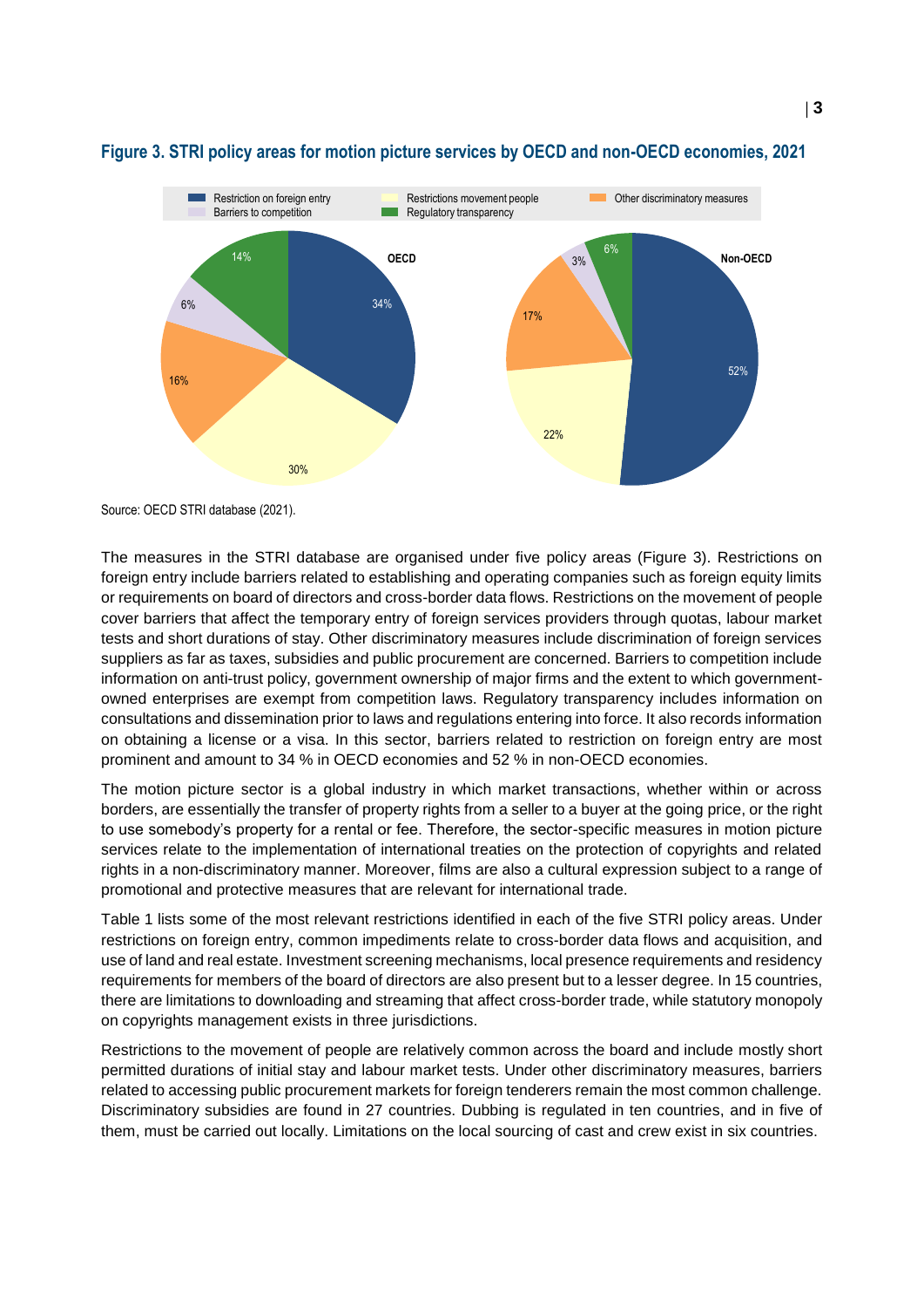**Figure 3. STRI policy areas for motion picture services by OECD and non-OECD economies, 2021**

Source: OECD STRI database (2021).

The measures in the STRI database are organised under five policy areas (Figure 3). Restrictions on foreign entry include barriers related to establishing and operating companies such as foreign equity limits or requirements on board of directors and cross-border data flows. Restrictions on the movement of people cover barriers that affect the temporary entry of foreign services providers through quotas, labour market tests and short durations of stay. Other discriminatory measures include discrimination of foreign services suppliers as far as taxes, subsidies and public procurement are concerned. Barriers to competition include information on anti-trust policy, government ownership of major firms and the extent to which government-owned enterprises are exempt from competition laws. Regulatory transparency includes information on consultations and dissemination prior to laws and regulations entering into force. It also records information on obtaining a license or a visa. In this sector, barriers related to restriction on foreign entry are most prominent and amount to 34 % in OECD economies and 52 % in non-OECD economies.

The motion picture sector is a global industry in which market transactions, whether within or across borders, are essentially the transfer of property rights from a seller to a buyer at the going price, or the right to use somebody's property for a rental or fee. Therefore, the sector-specific measures in motion picture services relate to the implementation of international treaties on the protection of copyrights and related rights in a non-discriminatory manner. Moreover, films are also a cultural expression subject to a range of promotional and protective measures that are relevant for international trade.

Table 1 lists some of the most relevant restrictions identified in each of the five STRI policy areas. Under restrictions on foreign entry, common impediments relate to cross-border data flows and acquisition, and use of land and real estate. Investment screening mechanisms, local presence requirements and residency requirements for members of the board of directors are also present but to a lesser degree. In 15 countries, there are limitations to downloading and streaming that affect cross-border trade, while statutory monopoly on copyrights management exists in three jurisdictions.

Restrictions to the movement of people are relatively common across the board and include mostly short permitted durations of initial stay and labour market tests. Under other discriminatory measures, barriers related to accessing public procurement markets for foreign tenderers remain the most common challenge. Discriminatory subsidies are found in 27 countries. Dubbing is regulated in ten countries, and in five of them, must be carried out locally. Limitations on the local sourcing of cast and crew exist in six countries.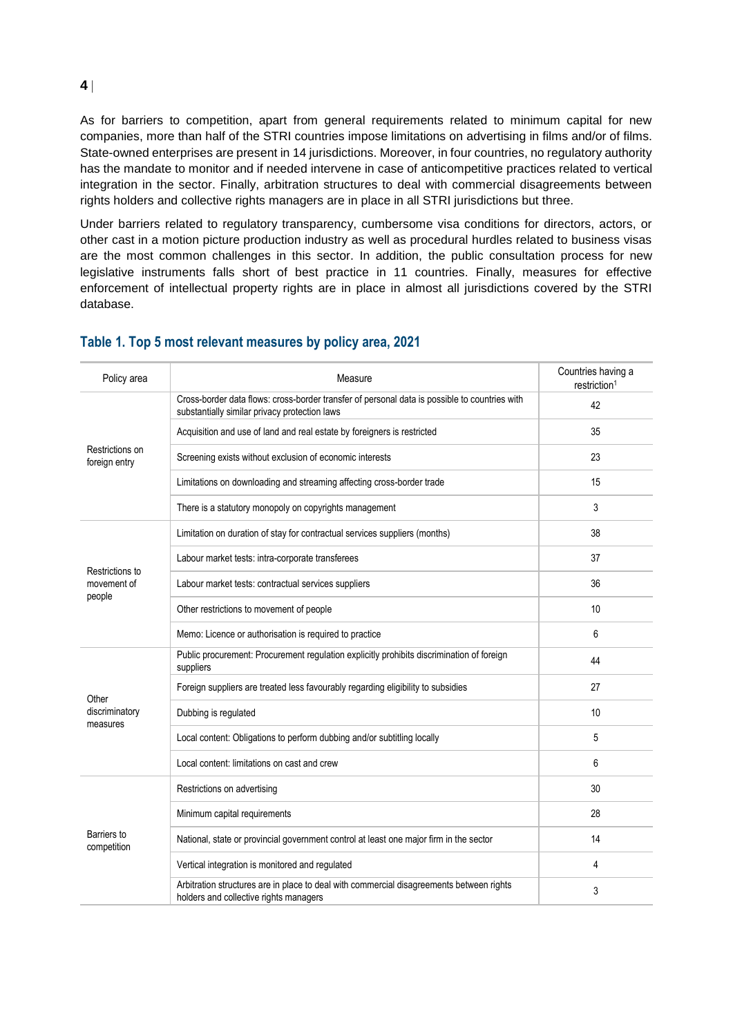As for barriers to competition, apart from general requirements related to minimum capital for new companies, more than half of the STRI countries impose limitations on advertising in films and/or of films. State-owned enterprises are present in 14 jurisdictions. Moreover, in four countries, no regulatory authority has the mandate to monitor and if needed intervene in case of anticompetitive practices related to vertical integration in the sector. Finally, arbitration structures to deal with commercial disagreements between rights holders and collective rights managers are in place in all STRI jurisdictions but three.

Under barriers related to regulatory transparency, cumbersome visa conditions for directors, actors, or other cast in a motion picture production industry as well as procedural hurdles related to business visas are the most common challenges in this sector. In addition, the public consultation process for new legislative instruments falls short of best practice in 11 countries. Finally, measures for effective enforcement of intellectual property rights are in place in almost all jurisdictions covered by the STRI database.

### Table 1. Top 5 most relevant measures by policy area, 2021

| Policy area | Measure | Countries having a restriction[1] |
|---|---|---|
| Restrictions on foreign entry | Cross-border data flows: cross-border transfer of personal data is possible to countries with substantially similar privacy protection laws | 42 |
| | Acquisition and use of land and real estate by foreigners is restricted | 35 |
| | Screening exists without exclusion of economic interests | 23 |
| | Limitations on downloading and streaming affecting cross-border trade | 15 |
| | There is a statutory monopoly on copyrights management | 3 |
| Restrictions to movement of people | Limitation on duration of stay for contractual services suppliers (months) | 38 |
| | Labour market tests: intra-corporate transferees | 37 |
| | Labour market tests: contractual services suppliers | 36 |
| | Other restrictions to movement of people | 10 |
| | Memo: Licence or authorisation is required to practice | 6 |
| Other discriminatory measures | Public procurement: Procurement regulation explicitly prohibits discrimination of foreign suppliers | 44 |
| | Foreign suppliers are treated less favourably regarding eligibility to subsidies | 27 |
| | Dubbing is regulated | 10 |
| | Local content: Obligations to perform dubbing and/or subtitling locally | 5 |
| | Local content: limitations on cast and crew | 6 |
| Barriers to competition | Restrictions on advertising | 30 |
| | Minimum capital requirements | 28 |
| | National, state or provincial government control at least one major firm in the sector | 14 |
| | Vertical integration is monitored and regulated | 4 |
| | Arbitration structures are in place to deal with commercial disagreements between rights holders and collective rights managers | 3 |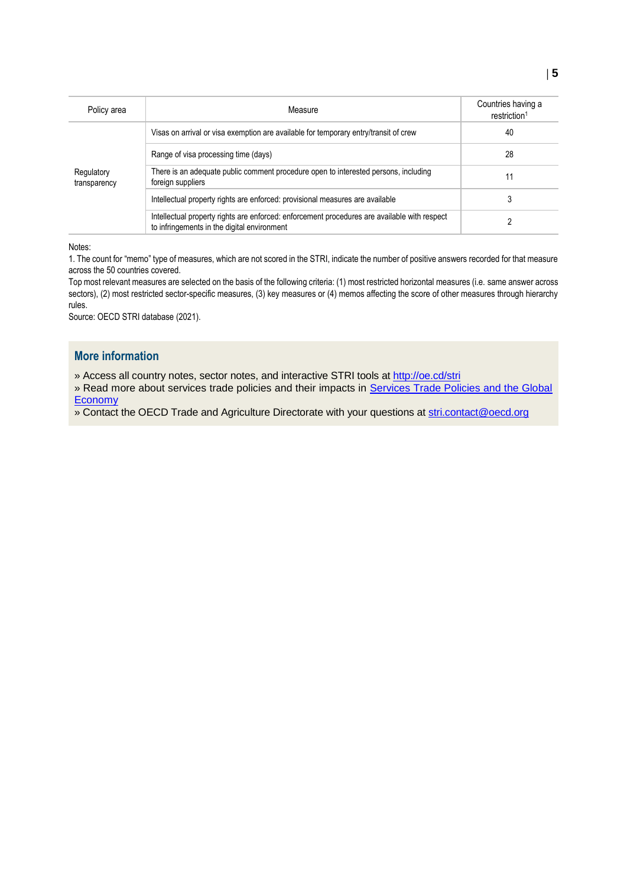| Policy area | Measure | Countries having a restriction[1] |
|---|---|---|
| Regulatory transparency | Visas on arrival or visa exemption are available for temporary entry/transit of crew | 40 |
| | Range of visa processing time (days) | 28 |
| | There is an adequate public comment procedure open to interested persons, including foreign suppliers | 11 |
| | Intellectual property rights are enforced: provisional measures are available | 3 |
| | Intellectual property rights are enforced: enforcement procedures are available with respect to infringements in the digital environment | 2 |

Notes:

1. The count for "memo" type of measures, which are not scored in the STRI, indicate the number of positive answers recorded for that measure across the 50 countries covered.

Top most relevant measures are selected on the basis of the following criteria: (1) most restricted horizontal measures (i.e. same answer across sectors), (2) most restricted sector-specific measures, (3) key measures or (4) memos affecting the score of other measures through hierarchy rules.

Source: OECD STRI database (2021).

## More information

» Access all country notes, sector notes, and interactive STRI tools at http://oe.cd/stri
» Read more about services trade policies and their impacts in Services Trade Policies and the Global Economy
» Contact the OECD Trade and Agriculture Directorate with your questions at stri.contact@oecd.org